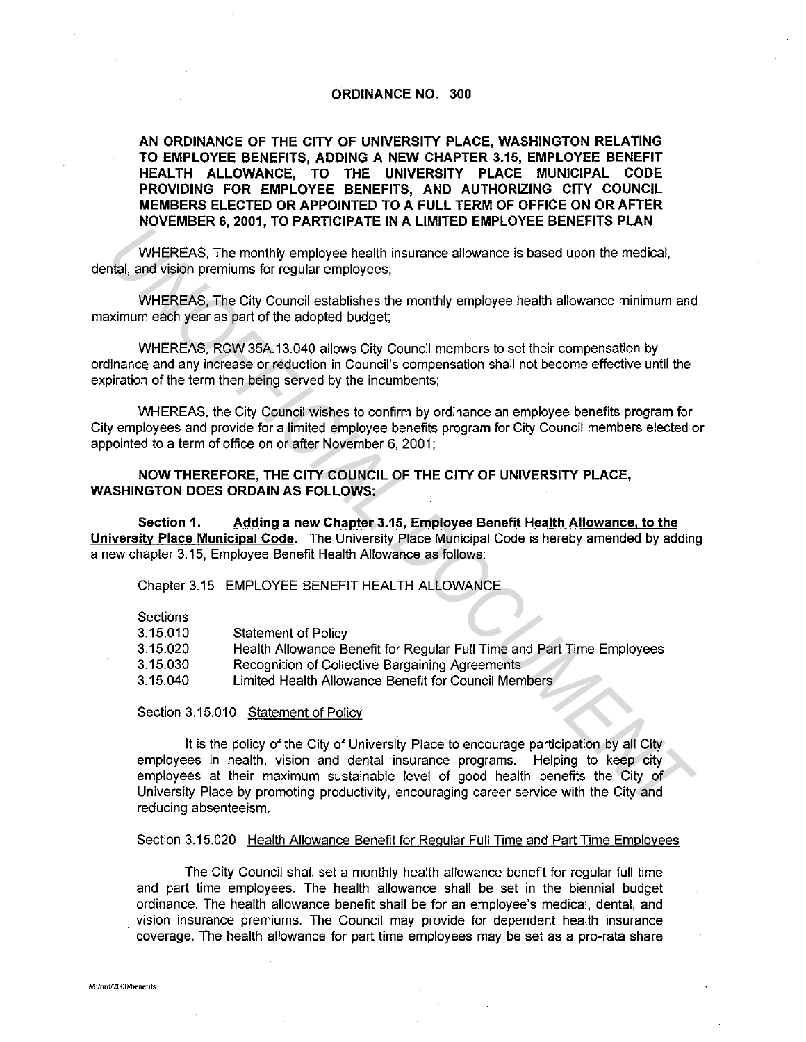# ORDINANCE NO. 300

**AN ORDINANCE OF THE CITY OF UNIVERSITY PLACE, WASHINGTON RELATING TO EMPLOYEE BENEFITS, ADDING A NEW CHAPTER 3.15, EMPLOYEE BENEFIT HEALTH ALLOWANCE, TO THE UNIVERSITY PLACE MUNICIPAL CODE PROVIDING FOR EMPLOYEE BENEFITS, AND AUTHORIZING CITY COUNCIL MEMBERS ELECTED OR APPOINTED TO A FULL TERM OF OFFICE ON OR AFTER NOVEMBER 6, 2001, TO PARTICIPATE IN A LIMITED EMPLOYEE BENEFITS PLAN**

WHEREAS, The monthly employee health insurance allowance is based upon the medical, dental, and vision premiums for regular employees;

WHEREAS, The City Council establishes the monthly employee health allowance minimum and maximum each year as part of the adopted budget;

WHEREAS, RCW 35A.13.040 allows City Council members to set their compensation by ordinance and any increase or reduction in Council's compensation shall not become effective until the expiration of the term then being served by the incumbents;

WHEREAS, the City Council wishes to confirm by ordinance an employee benefits program for City employees and provide for a limited employee benefits program for City Council members elected or appointed to a term of office on or after November 6, 2001;

**NOW THEREFORE, THE CITY COUNCIL OF THE CITY OF UNIVERSITY PLACE, WASHINGTON DOES ORDAIN AS FOLLOWS:**

**Section 1. Adding a new Chapter 3.15, Employee Benefit Health Allowance, to the University Place Municipal Code.** The University Place Municipal Code is hereby amended by adding a new chapter 3.15, Employee Benefit Health Allowance as follows:

Chapter 3.15 EMPLOYEE BENEFIT HEALTH ALLOWANCE

Sections
3.15.010 Statement of Policy
3.15.020 Health Allowance Benefit for Regular Full Time and Part Time Employees
3.15.030 Recognition of Collective Bargaining Agreements
3.15.040 Limited Health Allowance Benefit for Council Members

Section 3.15.010 Statement of Policy

It is the policy of the City of University Place to encourage participation by all City employees in health, vision and dental insurance programs. Helping to keep city employees at their maximum sustainable level of good health benefits the City of University Place by promoting productivity, encouraging career service with the City and reducing absenteeism.

Section 3.15.020 Health Allowance Benefit for Regular Full Time and Part Time Employees

The City Council shall set a monthly health allowance benefit for regular full time and part time employees. The health allowance shall be set in the biennial budget ordinance. The health allowance benefit shall be for an employee's medical, dental, and vision insurance premiums. The Council may provide for dependent health insurance coverage. The health allowance for part time employees may be set as a pro-rata share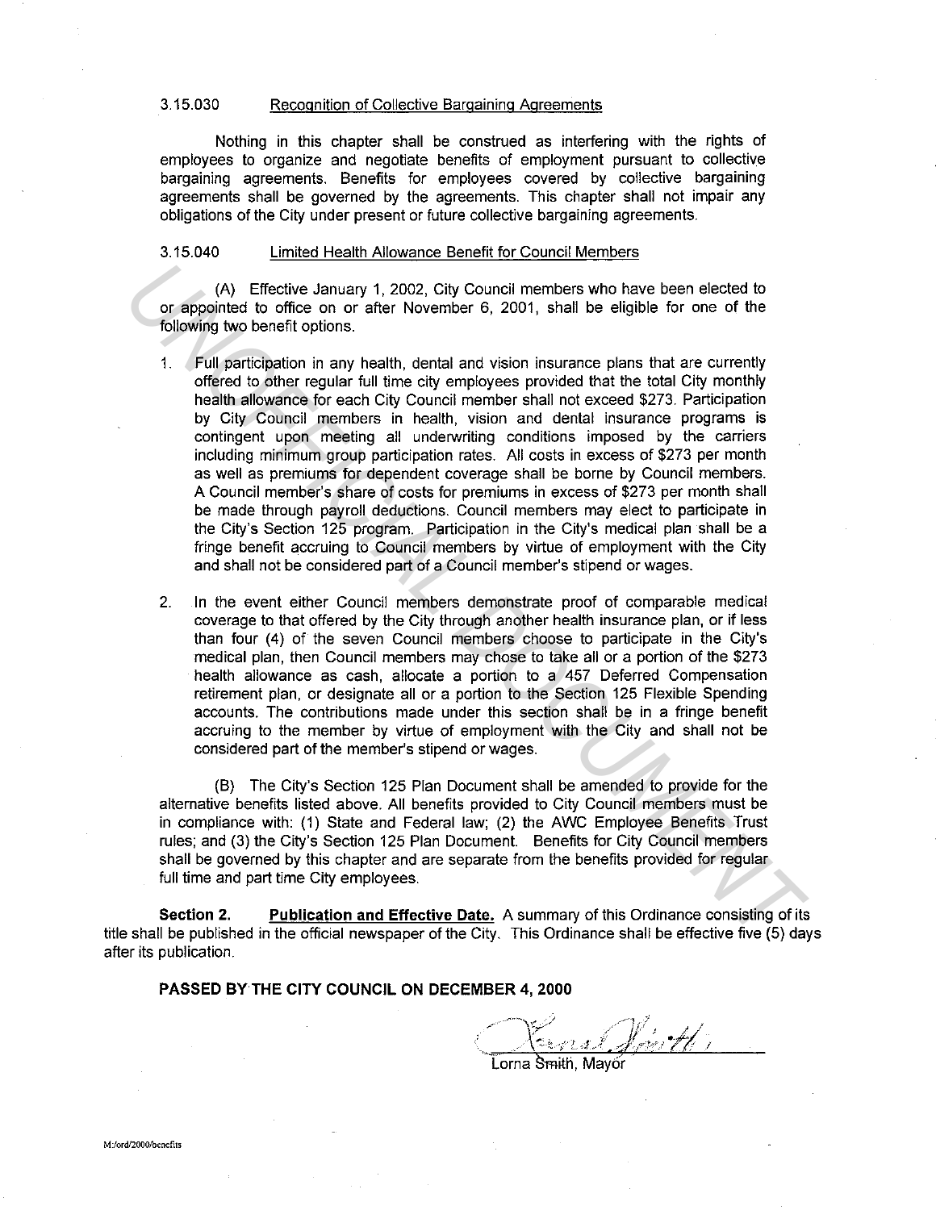3.15.030 Recognition of Collective Bargaining Agreements

Nothing in this chapter shall be construed as interfering with the rights of employees to organize and negotiate benefits of employment pursuant to collective bargaining agreements. Benefits for employees covered by collective bargaining agreements shall be governed by the agreements. This chapter shall not impair any obligations of the City under present or future collective bargaining agreements.

3.15.040 Limited Health Allowance Benefit for Council Members

(A) Effective January 1, 2002, City Council members who have been elected to or appointed to office on or after November 6, 2001, shall be eligible for one of the following two benefit options.

1. Full participation in any health, dental and vision insurance plans that are currently offered to other regular full time city employees provided that the total City monthly health allowance for each City Council member shall not exceed $273. Participation by City Council members in health, vision and dental insurance programs is contingent upon meeting all underwriting conditions imposed by the carriers including minimum group participation rates. All costs in excess of $273 per month as well as premiums for dependent coverage shall be borne by Council members. A Council member's share of costs for premiums in excess of $273 per month shall be made through payroll deductions. Council members may elect to participate in the City's Section 125 program. Participation in the City's medical plan shall be a fringe benefit accruing to Council members by virtue of employment with the City and shall not be considered part of a Council member's stipend or wages.

2. In the event either Council members demonstrate proof of comparable medical coverage to that offered by the City through another health insurance plan, or if less than four (4) of the seven Council members choose to participate in the City's medical plan, then Council members may chose to take all or a portion of the $273 health allowance as cash, allocate a portion to a 457 Deferred Compensation retirement plan, or designate all or a portion to the Section 125 Flexible Spending accounts. The contributions made under this section shall be in a fringe benefit accruing to the member by virtue of employment with the City and shall not be considered part of the member's stipend or wages.

(B) The City's Section 125 Plan Document shall be amended to provide for the alternative benefits listed above. All benefits provided to City Council members must be in compliance with: (1) State and Federal law; (2) the AWC Employee Benefits Trust rules; and (3) the City's Section 125 Plan Document. Benefits for City Council members shall be governed by this chapter and are separate from the benefits provided for regular full time and part time City employees.

**Section 2.** **Publication and Effective Date.** A summary of this Ordinance consisting of its title shall be published in the official newspaper of the City. This Ordinance shall be effective five (5) days after its publication.

**PASSED BY THE CITY COUNCIL ON DECEMBER 4, 2000**

Lorna Smith, Mayor

M:/ord/2000/benefits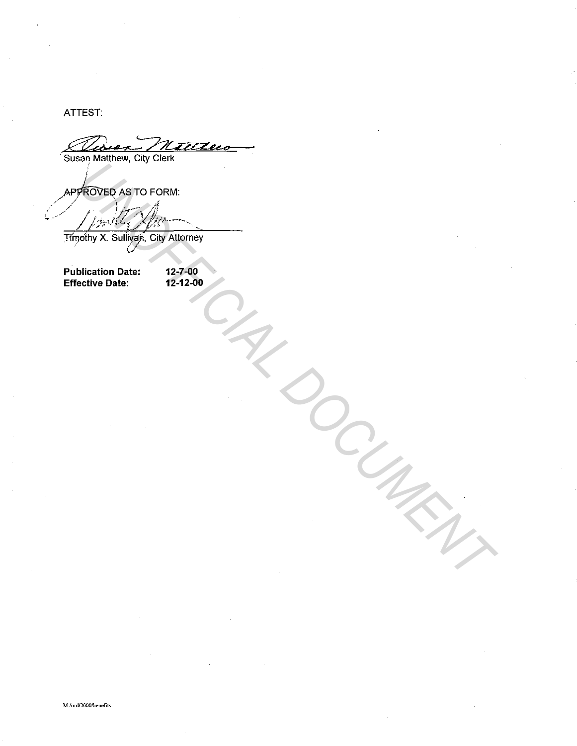ATTEST:

Susan Matthew, City Clerk

APPROVED AS TO FORM:

Timothy X. Sullivan, City Attorney

| | |
|---|---|
| **Publication Date:** | **12-7-00** |
| **Effective Date:** | **12-12-00** |

M:/ord/2000/benefits